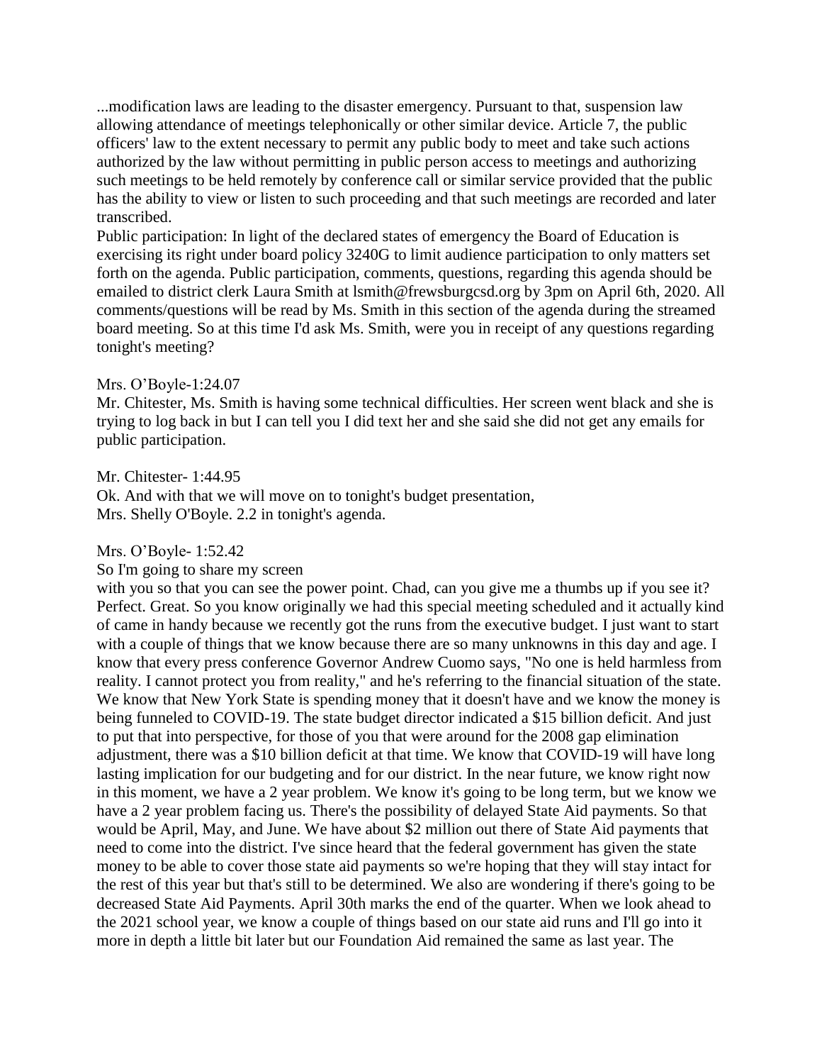...modification laws are leading to the disaster emergency. Pursuant to that, suspension law allowing attendance of meetings telephonically or other similar device. Article 7, the public officers' law to the extent necessary to permit any public body to meet and take such actions authorized by the law without permitting in public person access to meetings and authorizing such meetings to be held remotely by conference call or similar service provided that the public has the ability to view or listen to such proceeding and that such meetings are recorded and later transcribed.

Public participation: In light of the declared states of emergency the Board of Education is exercising its right under board policy 3240G to limit audience participation to only matters set forth on the agenda. Public participation, comments, questions, regarding this agenda should be emailed to district clerk Laura Smith at lsmith@frewsburgcsd.org by 3pm on April 6th, 2020. All comments/questions will be read by Ms. Smith in this section of the agenda during the streamed board meeting. So at this time I'd ask Ms. Smith, were you in receipt of any questions regarding tonight's meeting?

Mrs. O'Boyle-1:24.07

Mr. Chitester, Ms. Smith is having some technical difficulties. Her screen went black and she is trying to log back in but I can tell you I did text her and she said she did not get any emails for public participation.

Mr. Chitester- 1:44.95

Ok. And with that we will move on to tonight's budget presentation,
Mrs. Shelly O'Boyle. 2.2 in tonight's agenda.

Mrs. O'Boyle- 1:52.42

So I'm going to share my screen
with you so that you can see the power point. Chad, can you give me a thumbs up if you see it? Perfect. Great. So you know originally we had this special meeting scheduled and it actually kind of came in handy because we recently got the runs from the executive budget. I just want to start with a couple of things that we know because there are so many unknowns in this day and age. I know that every press conference Governor Andrew Cuomo says, "No one is held harmless from reality. I cannot protect you from reality," and he's referring to the financial situation of the state. We know that New York State is spending money that it doesn't have and we know the money is being funneled to COVID-19. The state budget director indicated a $15 billion deficit. And just to put that into perspective, for those of you that were around for the 2008 gap elimination adjustment, there was a $10 billion deficit at that time. We know that COVID-19 will have long lasting implication for our budgeting and for our district. In the near future, we know right now in this moment, we have a 2 year problem. We know it's going to be long term, but we know we have a 2 year problem facing us. There's the possibility of delayed State Aid payments. So that would be April, May, and June. We have about $2 million out there of State Aid payments that need to come into the district. I've since heard that the federal government has given the state money to be able to cover those state aid payments so we're hoping that they will stay intact for the rest of this year but that's still to be determined. We also are wondering if there's going to be decreased State Aid Payments. April 30th marks the end of the quarter. When we look ahead to the 2021 school year, we know a couple of things based on our state aid runs and I'll go into it more in depth a little bit later but our Foundation Aid remained the same as last year. The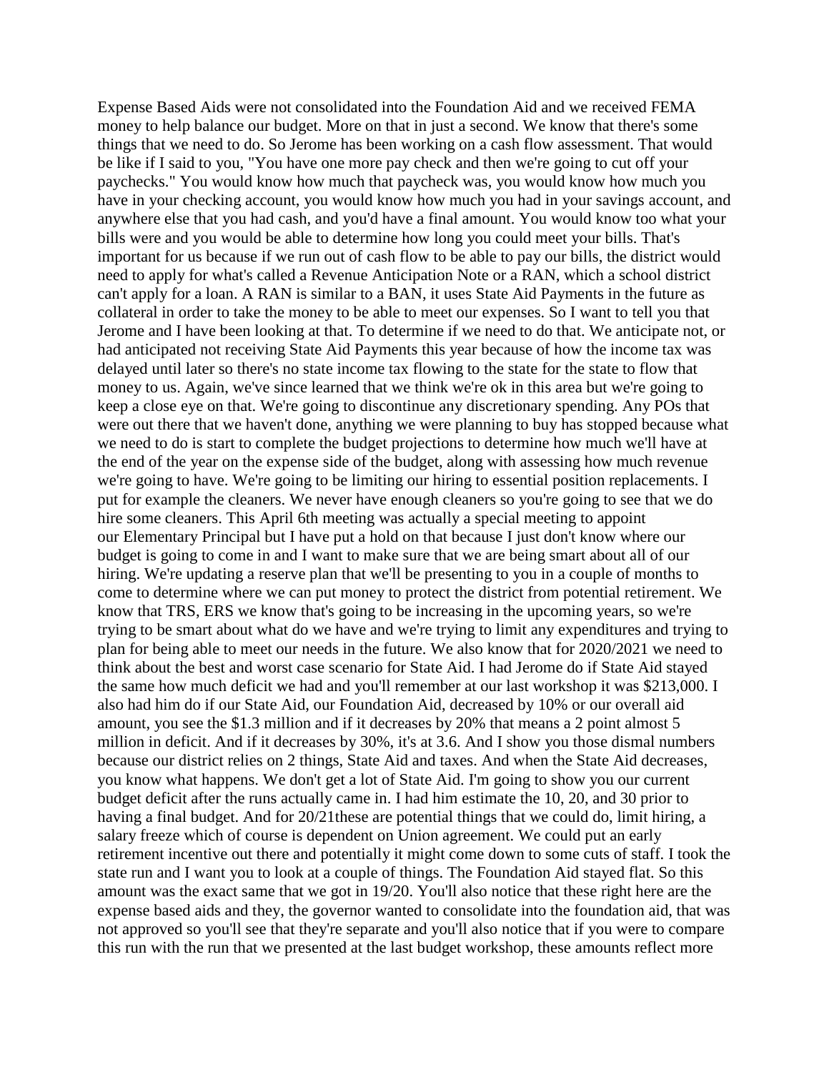Expense Based Aids were not consolidated into the Foundation Aid and we received FEMA money to help balance our budget. More on that in just a second. We know that there's some things that we need to do. So Jerome has been working on a cash flow assessment. That would be like if I said to you, "You have one more pay check and then we're going to cut off your paychecks." You would know how much that paycheck was, you would know how much you have in your checking account, you would know how much you had in your savings account, and anywhere else that you had cash, and you'd have a final amount. You would know too what your bills were and you would be able to determine how long you could meet your bills. That's important for us because if we run out of cash flow to be able to pay our bills, the district would need to apply for what's called a Revenue Anticipation Note or a RAN, which a school district can't apply for a loan. A RAN is similar to a BAN, it uses State Aid Payments in the future as collateral in order to take the money to be able to meet our expenses. So I want to tell you that Jerome and I have been looking at that. To determine if we need to do that. We anticipate not, or had anticipated not receiving State Aid Payments this year because of how the income tax was delayed until later so there's no state income tax flowing to the state for the state to flow that money to us. Again, we've since learned that we think we're ok in this area but we're going to keep a close eye on that. We're going to discontinue any discretionary spending. Any POs that were out there that we haven't done, anything we were planning to buy has stopped because what we need to do is start to complete the budget projections to determine how much we'll have at the end of the year on the expense side of the budget, along with assessing how much revenue we're going to have. We're going to be limiting our hiring to essential position replacements. I put for example the cleaners. We never have enough cleaners so you're going to see that we do hire some cleaners. This April 6th meeting was actually a special meeting to appoint our Elementary Principal but I have put a hold on that because I just don't know where our budget is going to come in and I want to make sure that we are being smart about all of our hiring. We're updating a reserve plan that we'll be presenting to you in a couple of months to come to determine where we can put money to protect the district from potential retirement. We know that TRS, ERS we know that's going to be increasing in the upcoming years, so we're trying to be smart about what do we have and we're trying to limit any expenditures and trying to plan for being able to meet our needs in the future. We also know that for 2020/2021 we need to think about the best and worst case scenario for State Aid. I had Jerome do if State Aid stayed the same how much deficit we had and you'll remember at our last workshop it was $213,000. I also had him do if our State Aid, our Foundation Aid, decreased by 10% or our overall aid amount, you see the $1.3 million and if it decreases by 20% that means a 2 point almost 5 million in deficit. And if it decreases by 30%, it's at 3.6. And I show you those dismal numbers because our district relies on 2 things, State Aid and taxes. And when the State Aid decreases, you know what happens. We don't get a lot of State Aid. I'm going to show you our current budget deficit after the runs actually came in. I had him estimate the 10, 20, and 30 prior to having a final budget. And for 20/21these are potential things that we could do, limit hiring, a salary freeze which of course is dependent on Union agreement. We could put an early retirement incentive out there and potentially it might come down to some cuts of staff. I took the state run and I want you to look at a couple of things. The Foundation Aid stayed flat. So this amount was the exact same that we got in 19/20. You'll also notice that these right here are the expense based aids and they, the governor wanted to consolidate into the foundation aid, that was not approved so you'll see that they're separate and you'll also notice that if you were to compare this run with the run that we presented at the last budget workshop, these amounts reflect more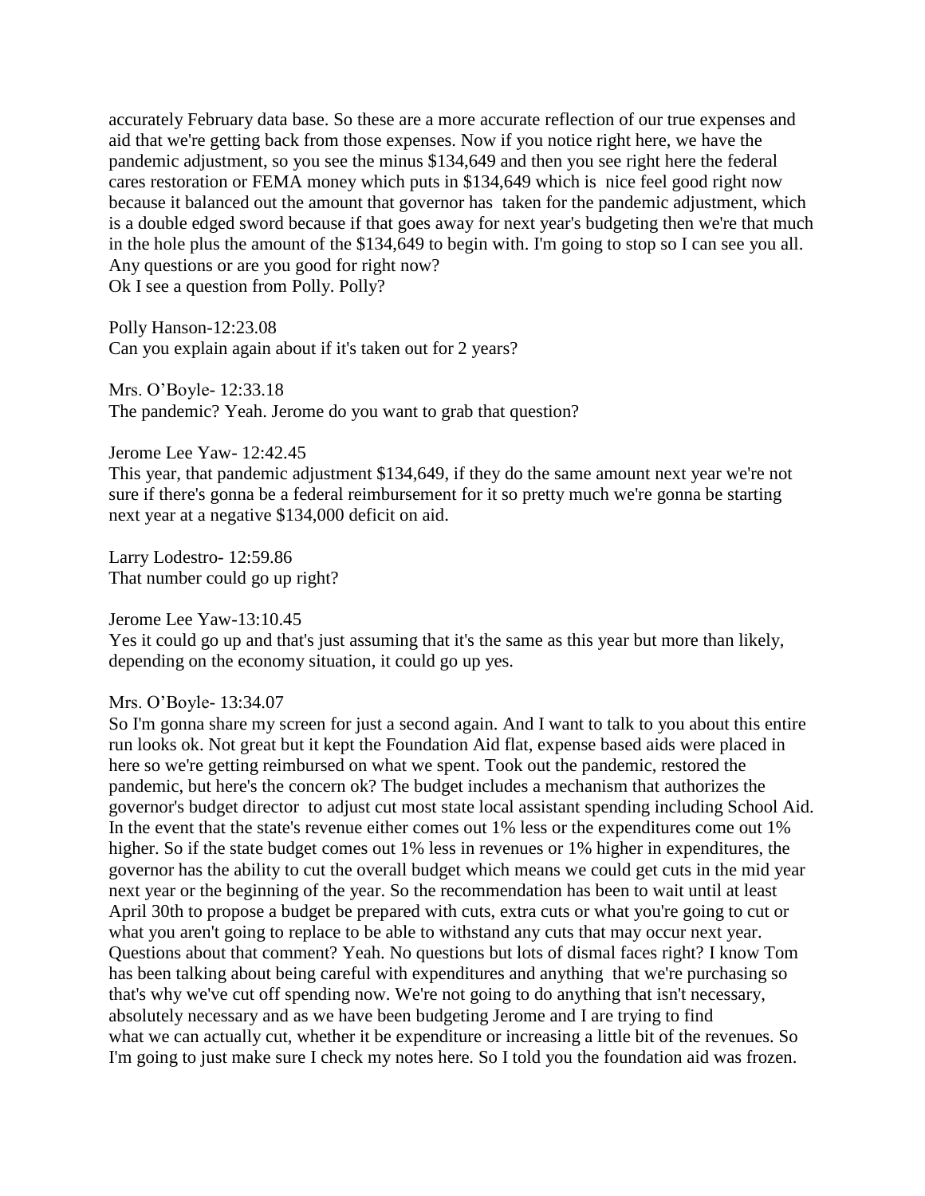accurately February data base. So these are a more accurate reflection of our true expenses and aid that we're getting back from those expenses. Now if you notice right here, we have the pandemic adjustment, so you see the minus $134,649 and then you see right here the federal cares restoration or FEMA money which puts in $134,649 which is nice feel good right now because it balanced out the amount that governor has taken for the pandemic adjustment, which is a double edged sword because if that goes away for next year's budgeting then we're that much in the hole plus the amount of the $134,649 to begin with. I'm going to stop so I can see you all. Any questions or are you good for right now?
Ok I see a question from Polly. Polly?

Polly Hanson-12:23.08
Can you explain again about if it's taken out for 2 years?

Mrs. O'Boyle- 12:33.18
The pandemic? Yeah. Jerome do you want to grab that question?

Jerome Lee Yaw- 12:42.45
This year, that pandemic adjustment $134,649, if they do the same amount next year we're not sure if there's gonna be a federal reimbursement for it so pretty much we're gonna be starting next year at a negative $134,000 deficit on aid.

Larry Lodestro- 12:59.86
That number could go up right?

Jerome Lee Yaw-13:10.45
Yes it could go up and that's just assuming that it's the same as this year but more than likely, depending on the economy situation, it could go up yes.

Mrs. O'Boyle- 13:34.07
So I'm gonna share my screen for just a second again. And I want to talk to you about this entire run looks ok. Not great but it kept the Foundation Aid flat, expense based aids were placed in here so we're getting reimbursed on what we spent. Took out the pandemic, restored the pandemic, but here's the concern ok? The budget includes a mechanism that authorizes the governor's budget director to adjust cut most state local assistant spending including School Aid. In the event that the state's revenue either comes out 1% less or the expenditures come out 1% higher. So if the state budget comes out 1% less in revenues or 1% higher in expenditures, the governor has the ability to cut the overall budget which means we could get cuts in the mid year next year or the beginning of the year. So the recommendation has been to wait until at least April 30th to propose a budget be prepared with cuts, extra cuts or what you're going to cut or what you aren't going to replace to be able to withstand any cuts that may occur next year. Questions about that comment? Yeah. No questions but lots of dismal faces right? I know Tom has been talking about being careful with expenditures and anything that we're purchasing so that's why we've cut off spending now. We're not going to do anything that isn't necessary, absolutely necessary and as we have been budgeting Jerome and I are trying to find what we can actually cut, whether it be expenditure or increasing a little bit of the revenues. So I'm going to just make sure I check my notes here. So I told you the foundation aid was frozen.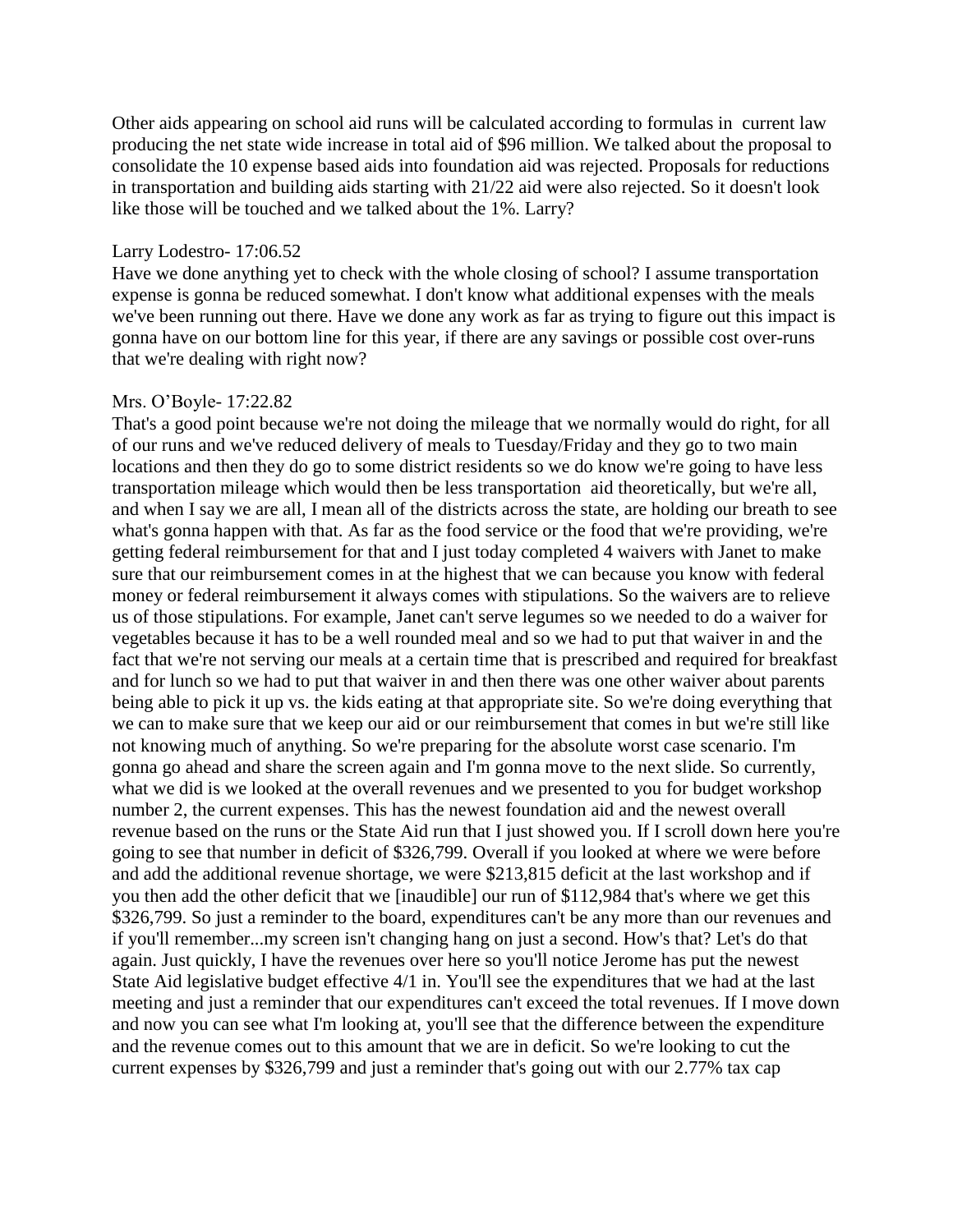Other aids appearing on school aid runs will be calculated according to formulas in current law producing the net state wide increase in total aid of $96 million. We talked about the proposal to consolidate the 10 expense based aids into foundation aid was rejected. Proposals for reductions in transportation and building aids starting with 21/22 aid were also rejected. So it doesn't look like those will be touched and we talked about the 1%. Larry?

Larry Lodestro- 17:06.52
Have we done anything yet to check with the whole closing of school? I assume transportation expense is gonna be reduced somewhat. I don't know what additional expenses with the meals we've been running out there. Have we done any work as far as trying to figure out this impact is gonna have on our bottom line for this year, if there are any savings or possible cost over-runs that we're dealing with right now?

Mrs. O'Boyle- 17:22.82
That's a good point because we're not doing the mileage that we normally would do right, for all of our runs and we've reduced delivery of meals to Tuesday/Friday and they go to two main locations and then they do go to some district residents so we do know we're going to have less transportation mileage which would then be less transportation aid theoretically, but we're all, and when I say we are all, I mean all of the districts across the state, are holding our breath to see what's gonna happen with that. As far as the food service or the food that we're providing, we're getting federal reimbursement for that and I just today completed 4 waivers with Janet to make sure that our reimbursement comes in at the highest that we can because you know with federal money or federal reimbursement it always comes with stipulations. So the waivers are to relieve us of those stipulations. For example, Janet can't serve legumes so we needed to do a waiver for vegetables because it has to be a well rounded meal and so we had to put that waiver in and the fact that we're not serving our meals at a certain time that is prescribed and required for breakfast and for lunch so we had to put that waiver in and then there was one other waiver about parents being able to pick it up vs. the kids eating at that appropriate site. So we're doing everything that we can to make sure that we keep our aid or our reimbursement that comes in but we're still like not knowing much of anything. So we're preparing for the absolute worst case scenario. I'm gonna go ahead and share the screen again and I'm gonna move to the next slide. So currently, what we did is we looked at the overall revenues and we presented to you for budget workshop number 2, the current expenses. This has the newest foundation aid and the newest overall revenue based on the runs or the State Aid run that I just showed you. If I scroll down here you're going to see that number in deficit of $326,799. Overall if you looked at where we were before and add the additional revenue shortage, we were $213,815 deficit at the last workshop and if you then add the other deficit that we [inaudible] our run of $112,984 that's where we get this $326,799. So just a reminder to the board, expenditures can't be any more than our revenues and if you'll remember...my screen isn't changing hang on just a second. How's that? Let's do that again. Just quickly, I have the revenues over here so you'll notice Jerome has put the newest State Aid legislative budget effective 4/1 in. You'll see the expenditures that we had at the last meeting and just a reminder that our expenditures can't exceed the total revenues. If I move down and now you can see what I'm looking at, you'll see that the difference between the expenditure and the revenue comes out to this amount that we are in deficit. So we're looking to cut the current expenses by $326,799 and just a reminder that's going out with our 2.77% tax cap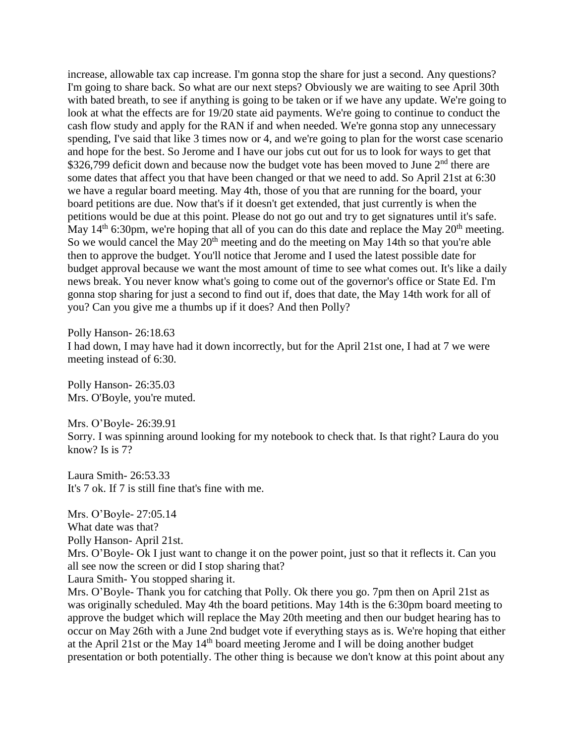increase, allowable tax cap increase. I'm gonna stop the share for just a second. Any questions? I'm going to share back. So what are our next steps? Obviously we are waiting to see April 30th with bated breath, to see if anything is going to be taken or if we have any update. We're going to look at what the effects are for 19/20 state aid payments. We're going to continue to conduct the cash flow study and apply for the RAN if and when needed. We're gonna stop any unnecessary spending, I've said that like 3 times now or 4, and we're going to plan for the worst case scenario and hope for the best. So Jerome and I have our jobs cut out for us to look for ways to get that $326,799 deficit down and because now the budget vote has been moved to June 2nd there are some dates that affect you that have been changed or that we need to add. So April 21st at 6:30 we have a regular board meeting. May 4th, those of you that are running for the board, your board petitions are due. Now that's if it doesn't get extended, that just currently is when the petitions would be due at this point. Please do not go out and try to get signatures until it's safe. May 14th 6:30pm, we're hoping that all of you can do this date and replace the May 20th meeting. So we would cancel the May 20th meeting and do the meeting on May 14th so that you're able then to approve the budget. You'll notice that Jerome and I used the latest possible date for budget approval because we want the most amount of time to see what comes out. It's like a daily news break. You never know what's going to come out of the governor's office or State Ed. I'm gonna stop sharing for just a second to find out if, does that date, the May 14th work for all of you? Can you give me a thumbs up if it does? And then Polly?

Polly Hanson- 26:18.63
I had down, I may have had it down incorrectly, but for the April 21st one, I had at 7 we were meeting instead of 6:30.

Polly Hanson- 26:35.03
Mrs. O'Boyle, you're muted.

Mrs. O'Boyle- 26:39.91
Sorry. I was spinning around looking for my notebook to check that. Is that right? Laura do you know? Is is 7?

Laura Smith- 26:53.33
It's 7 ok. If 7 is still fine that's fine with me.

Mrs. O'Boyle- 27:05.14
What date was that?
Polly Hanson- April 21st.
Mrs. O'Boyle- Ok I just want to change it on the power point, just so that it reflects it. Can you all see now the screen or did I stop sharing that?
Laura Smith- You stopped sharing it.
Mrs. O'Boyle- Thank you for catching that Polly. Ok there you go. 7pm then on April 21st as was originally scheduled. May 4th the board petitions. May 14th is the 6:30pm board meeting to approve the budget which will replace the May 20th meeting and then our budget hearing has to occur on May 26th with a June 2nd budget vote if everything stays as is. We're hoping that either at the April 21st or the May 14th board meeting Jerome and I will be doing another budget presentation or both potentially. The other thing is because we don't know at this point about any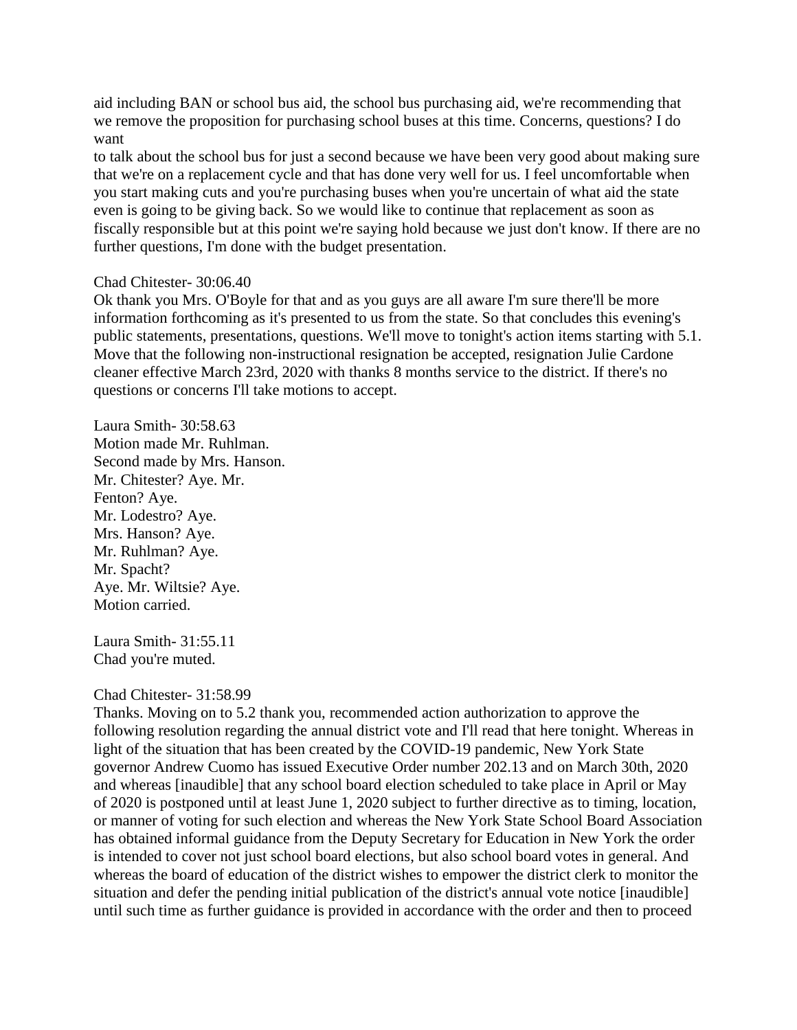aid including BAN or school bus aid, the school bus purchasing aid, we're recommending that we remove the proposition for purchasing school buses at this time. Concerns, questions? I do want
to talk about the school bus for just a second because we have been very good about making sure that we're on a replacement cycle and that has done very well for us. I feel uncomfortable when you start making cuts and you're purchasing buses when you're uncertain of what aid the state even is going to be giving back. So we would like to continue that replacement as soon as fiscally responsible but at this point we're saying hold because we just don't know. If there are no further questions, I'm done with the budget presentation.

Chad Chitester- 30:06.40
Ok thank you Mrs. O'Boyle for that and as you guys are all aware I'm sure there'll be more information forthcoming as it's presented to us from the state. So that concludes this evening's public statements, presentations, questions. We'll move to tonight's action items starting with 5.1. Move that the following non-instructional resignation be accepted, resignation Julie Cardone cleaner effective March 23rd, 2020 with thanks 8 months service to the district. If there's no questions or concerns I'll take motions to accept.

Laura Smith- 30:58.63
Motion made Mr. Ruhlman.
Second made by Mrs. Hanson.
Mr. Chitester? Aye. Mr.
Fenton? Aye.
Mr. Lodestro? Aye.
Mrs. Hanson? Aye.
Mr. Ruhlman? Aye.
Mr. Spacht?
Aye. Mr. Wiltsie? Aye.
Motion carried.

Laura Smith- 31:55.11
Chad you're muted.

Chad Chitester- 31:58.99
Thanks. Moving on to 5.2 thank you, recommended action authorization to approve the following resolution regarding the annual district vote and I'll read that here tonight. Whereas in light of the situation that has been created by the COVID-19 pandemic, New York State governor Andrew Cuomo has issued Executive Order number 202.13 and on March 30th, 2020 and whereas [inaudible] that any school board election scheduled to take place in April or May of 2020 is postponed until at least June 1, 2020 subject to further directive as to timing, location, or manner of voting for such election and whereas the New York State School Board Association has obtained informal guidance from the Deputy Secretary for Education in New York the order is intended to cover not just school board elections, but also school board votes in general. And whereas the board of education of the district wishes to empower the district clerk to monitor the situation and defer the pending initial publication of the district's annual vote notice [inaudible] until such time as further guidance is provided in accordance with the order and then to proceed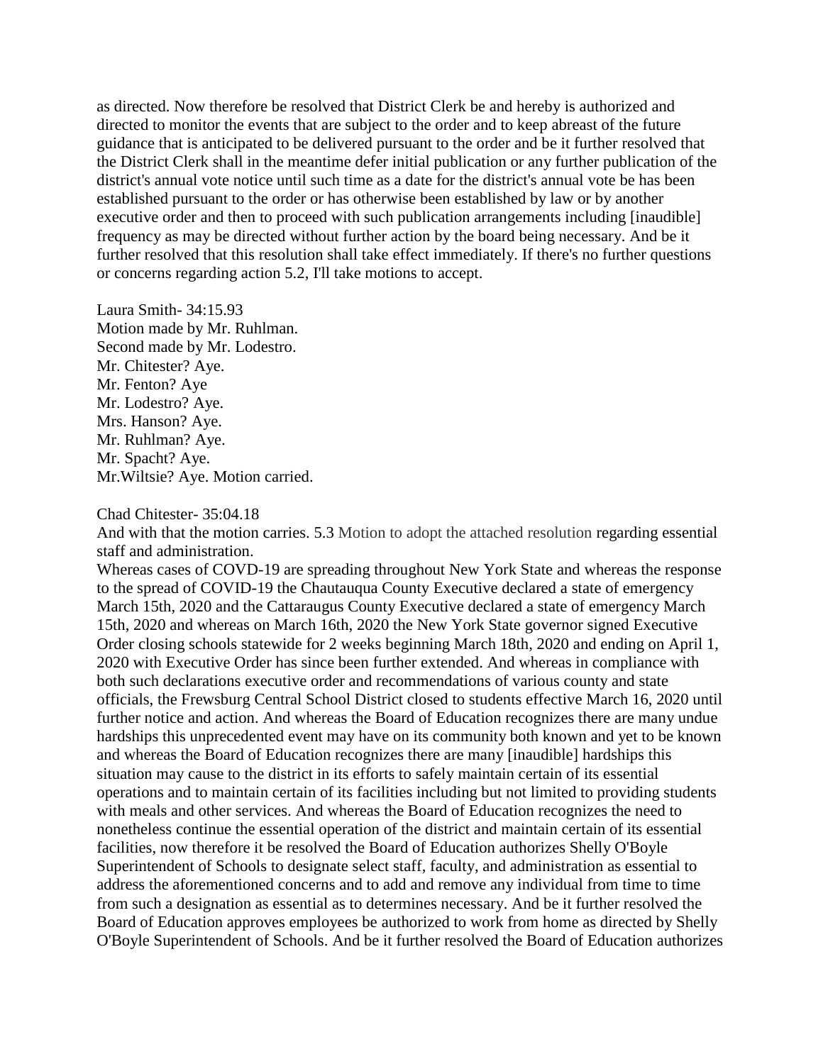as directed. Now therefore be resolved that District Clerk be and hereby is authorized and directed to monitor the events that are subject to the order and to keep abreast of the future guidance that is anticipated to be delivered pursuant to the order and be it further resolved that the District Clerk shall in the meantime defer initial publication or any further publication of the district's annual vote notice until such time as a date for the district's annual vote be has been established pursuant to the order or has otherwise been established by law or by another executive order and then to proceed with such publication arrangements including [inaudible] frequency as may be directed without further action by the board being necessary. And be it further resolved that this resolution shall take effect immediately. If there's no further questions or concerns regarding action 5.2, I'll take motions to accept.

Laura Smith- 34:15.93
Motion made by Mr. Ruhlman.
Second made by Mr. Lodestro.
Mr. Chitester? Aye.
Mr. Fenton? Aye
Mr. Lodestro? Aye.
Mrs. Hanson? Aye.
Mr. Ruhlman? Aye.
Mr. Spacht? Aye.
Mr.Wiltsie? Aye. Motion carried.

Chad Chitester- 35:04.18
And with that the motion carries. 5.3 Motion to adopt the attached resolution regarding essential staff and administration.
Whereas cases of COVD-19 are spreading throughout New York State and whereas the response to the spread of COVID-19 the Chautauqua County Executive declared a state of emergency March 15th, 2020 and the Cattaraugus County Executive declared a state of emergency March 15th, 2020 and whereas on March 16th, 2020 the New York State governor signed Executive Order closing schools statewide for 2 weeks beginning March 18th, 2020 and ending on April 1, 2020 with Executive Order has since been further extended. And whereas in compliance with both such declarations executive order and recommendations of various county and state officials, the Frewsburg Central School District closed to students effective March 16, 2020 until further notice and action. And whereas the Board of Education recognizes there are many undue hardships this unprecedented event may have on its community both known and yet to be known and whereas the Board of Education recognizes there are many [inaudible] hardships this situation may cause to the district in its efforts to safely maintain certain of its essential operations and to maintain certain of its facilities including but not limited to providing students with meals and other services. And whereas the Board of Education recognizes the need to nonetheless continue the essential operation of the district and maintain certain of its essential facilities, now therefore it be resolved the Board of Education authorizes Shelly O'Boyle Superintendent of Schools to designate select staff, faculty, and administration as essential to address the aforementioned concerns and to add and remove any individual from time to time from such a designation as essential as to determines necessary. And be it further resolved the Board of Education approves employees be authorized to work from home as directed by Shelly O'Boyle Superintendent of Schools. And be it further resolved the Board of Education authorizes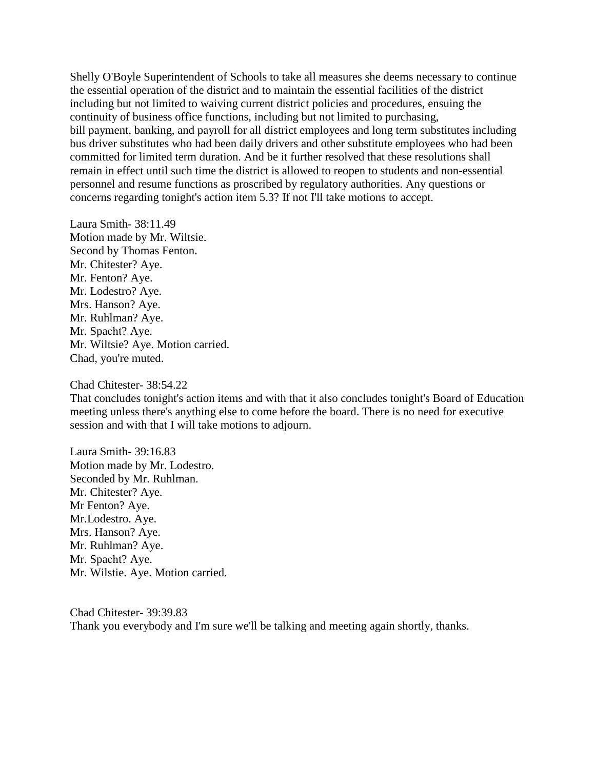Shelly O'Boyle Superintendent of Schools to take all measures she deems necessary to continue the essential operation of the district and to maintain the essential facilities of the district including but not limited to waiving current district policies and procedures, ensuing the continuity of business office functions, including but not limited to purchasing, bill payment, banking, and payroll for all district employees and long term substitutes including bus driver substitutes who had been daily drivers and other substitute employees who had been committed for limited term duration. And be it further resolved that these resolutions shall remain in effect until such time the district is allowed to reopen to students and non-essential personnel and resume functions as proscribed by regulatory authorities. Any questions or concerns regarding tonight's action item 5.3? If not I'll take motions to accept.

Laura Smith- 38:11.49
Motion made by Mr. Wiltsie.
Second by Thomas Fenton.
Mr. Chitester? Aye.
Mr. Fenton? Aye.
Mr. Lodestro? Aye.
Mrs. Hanson? Aye.
Mr. Ruhlman? Aye.
Mr. Spacht? Aye.
Mr. Wiltsie? Aye. Motion carried.
Chad, you're muted.

Chad Chitester- 38:54.22
That concludes tonight's action items and with that it also concludes tonight's Board of Education meeting unless there's anything else to come before the board. There is no need for executive session and with that I will take motions to adjourn.

Laura Smith- 39:16.83
Motion made by Mr. Lodestro.
Seconded by Mr. Ruhlman.
Mr. Chitester? Aye.
Mr Fenton? Aye.
Mr.Lodestro. Aye.
Mrs. Hanson? Aye.
Mr. Ruhlman? Aye.
Mr. Spacht? Aye.
Mr. Wilstie. Aye. Motion carried.

Chad Chitester- 39:39.83
Thank you everybody and I'm sure we'll be talking and meeting again shortly, thanks.